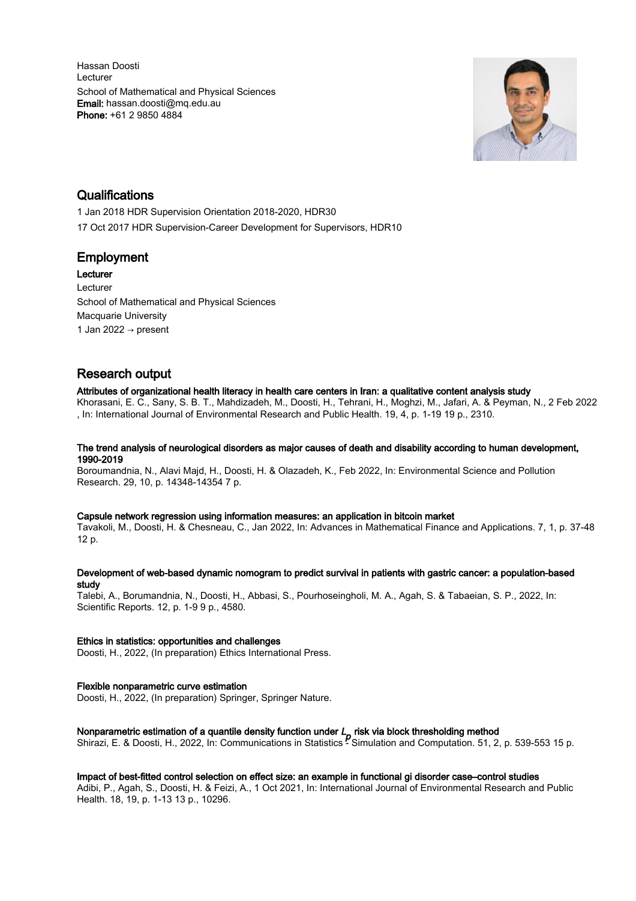Hassan Doosti
Lecturer
School of Mathematical and Physical Sciences
**Email:** hassan.doosti@mq.edu.au
**Phone:** +61 2 9850 4884

## Qualifications

1 Jan 2018 HDR Supervision Orientation 2018-2020, HDR30

17 Oct 2017 HDR Supervision-Career Development for Supervisors, HDR10

## Employment

**Lecturer**
Lecturer
School of Mathematical and Physical Sciences
Macquarie University
1 Jan 2022 → present

## Research output

**Attributes of organizational health literacy in health care centers in Iran: a qualitative content analysis study**
Khorasani, E. C., Sany, S. B. T., Mahdizadeh, M., Doosti, H., Tehrani, H., Moghzi, M., Jafari, A. & Peyman, N., 2 Feb 2022 , In: International Journal of Environmental Research and Public Health. 19, 4, p. 1-19 19 p., 2310.

**The trend analysis of neurological disorders as major causes of death and disability according to human development, 1990-2019**
Boroumandnia, N., Alavi Majd, H., Doosti, H. & Olazadeh, K., Feb 2022, In: Environmental Science and Pollution Research. 29, 10, p. 14348-14354 7 p.

**Capsule network regression using information measures: an application in bitcoin market**
Tavakoli, M., Doosti, H. & Chesneau, C., Jan 2022, In: Advances in Mathematical Finance and Applications. 7, 1, p. 37-48 12 p.

**Development of web-based dynamic nomogram to predict survival in patients with gastric cancer: a population-based study**
Talebi, A., Borumandnia, N., Doosti, H., Abbasi, S., Pourhoseingholi, M. A., Agah, S. & Tabaeian, S. P., 2022, In: Scientific Reports. 12, p. 1-9 9 p., 4580.

**Ethics in statistics: opportunities and challenges**
Doosti, H., 2022, (In preparation) Ethics International Press.

**Flexible nonparametric curve estimation**
Doosti, H., 2022, (In preparation) Springer, Springer Nature.

**Nonparametric estimation of a quantile density function under $L_p$ risk via block thresholding method**
Shirazi, E. & Doosti, H., 2022, In: Communications in Statistics - Simulation and Computation. 51, 2, p. 539-553 15 p.

**Impact of best-fitted control selection on effect size: an example in functional gi disorder case–control studies**
Adibi, P., Agah, S., Doosti, H. & Feizi, A., 1 Oct 2021, In: International Journal of Environmental Research and Public Health. 18, 19, p. 1-13 13 p., 10296.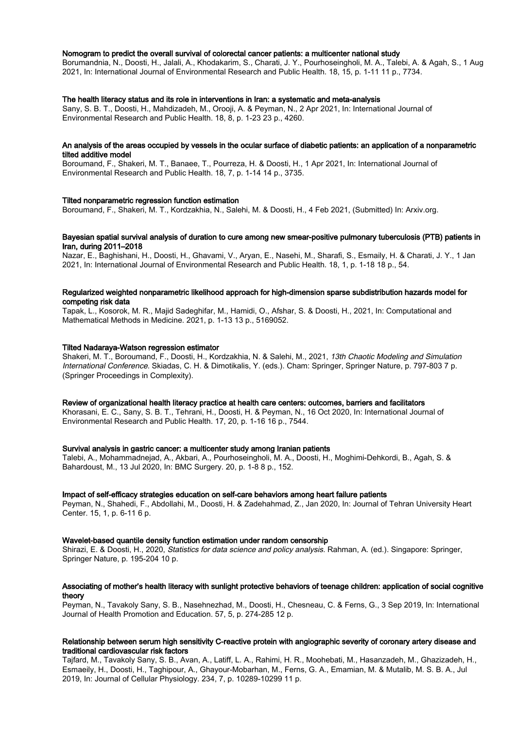### Nomogram to predict the overall survival of colorectal cancer patients: a multicenter national study

Borumandnia, N., Doosti, H., Jalali, A., Khodakarim, S., Charati, J. Y., Pourhoseingholi, M. A., Talebi, A. & Agah, S., 1 Aug 2021, In: International Journal of Environmental Research and Public Health. 18, 15, p. 1-11 11 p., 7734.

### The health literacy status and its role in interventions in Iran: a systematic and meta-analysis

Sany, S. B. T., Doosti, H., Mahdizadeh, M., Orooji, A. & Peyman, N., 2 Apr 2021, In: International Journal of Environmental Research and Public Health. 18, 8, p. 1-23 23 p., 4260.

### An analysis of the areas occupied by vessels in the ocular surface of diabetic patients: an application of a nonparametric tilted additive model

Boroumand, F., Shakeri, M. T., Banaee, T., Pourreza, H. & Doosti, H., 1 Apr 2021, In: International Journal of Environmental Research and Public Health. 18, 7, p. 1-14 14 p., 3735.

### Tilted nonparametric regression function estimation

Boroumand, F., Shakeri, M. T., Kordzakhia, N., Salehi, M. & Doosti, H., 4 Feb 2021, (Submitted) In: Arxiv.org.

### Bayesian spatial survival analysis of duration to cure among new smear-positive pulmonary tuberculosis (PTB) patients in Iran, during 2011–2018

Nazar, E., Baghishani, H., Doosti, H., Ghavami, V., Aryan, E., Nasehi, M., Sharafi, S., Esmaily, H. & Charati, J. Y., 1 Jan 2021, In: International Journal of Environmental Research and Public Health. 18, 1, p. 1-18 18 p., 54.

### Regularized weighted nonparametric likelihood approach for high-dimension sparse subdistribution hazards model for competing risk data

Tapak, L., Kosorok, M. R., Majid Sadeghifar, M., Hamidi, O., Afshar, S. & Doosti, H., 2021, In: Computational and Mathematical Methods in Medicine. 2021, p. 1-13 13 p., 5169052.

### Tilted Nadaraya-Watson regression estimator

Shakeri, M. T., Boroumand, F., Doosti, H., Kordzakhia, N. & Salehi, M., 2021, *13th Chaotic Modeling and Simulation International Conference*. Skiadas, C. H. & Dimotikalis, Y. (eds.). Cham: Springer, Springer Nature, p. 797-803 7 p. (Springer Proceedings in Complexity).

### Review of organizational health literacy practice at health care centers: outcomes, barriers and facilitators

Khorasani, E. C., Sany, S. B. T., Tehrani, H., Doosti, H. & Peyman, N., 16 Oct 2020, In: International Journal of Environmental Research and Public Health. 17, 20, p. 1-16 16 p., 7544.

### Survival analysis in gastric cancer: a multicenter study among Iranian patients

Talebi, A., Mohammadnejad, A., Akbari, A., Pourhoseingholi, M. A., Doosti, H., Moghimi-Dehkordi, B., Agah, S. & Bahardoust, M., 13 Jul 2020, In: BMC Surgery. 20, p. 1-8 8 p., 152.

### Impact of self-efficacy strategies education on self-care behaviors among heart failure patients

Peyman, N., Shahedi, F., Abdollahi, M., Doosti, H. & Zadehahmad, Z., Jan 2020, In: Journal of Tehran University Heart Center. 15, 1, p. 6-11 6 p.

### Wavelet-based quantile density function estimation under random censorship

Shirazi, E. & Doosti, H., 2020, *Statistics for data science and policy analysis.* Rahman, A. (ed.). Singapore: Springer, Springer Nature, p. 195-204 10 p.

### Associating of mother's health literacy with sunlight protective behaviors of teenage children: application of social cognitive theory

Peyman, N., Tavakoly Sany, S. B., Nasehnezhad, M., Doosti, H., Chesneau, C. & Ferns, G., 3 Sep 2019, In: International Journal of Health Promotion and Education. 57, 5, p. 274-285 12 p.

### Relationship between serum high sensitivity C-reactive protein with angiographic severity of coronary artery disease and traditional cardiovascular risk factors

Tajfard, M., Tavakoly Sany, S. B., Avan, A., Latiff, L. A., Rahimi, H. R., Moohebati, M., Hasanzadeh, M., Ghazizadeh, H., Esmaeily, H., Doosti, H., Taghipour, A., Ghayour-Mobarhan, M., Ferns, G. A., Emamian, M. & Mutalib, M. S. B. A., Jul 2019, In: Journal of Cellular Physiology. 234, 7, p. 10289-10299 11 p.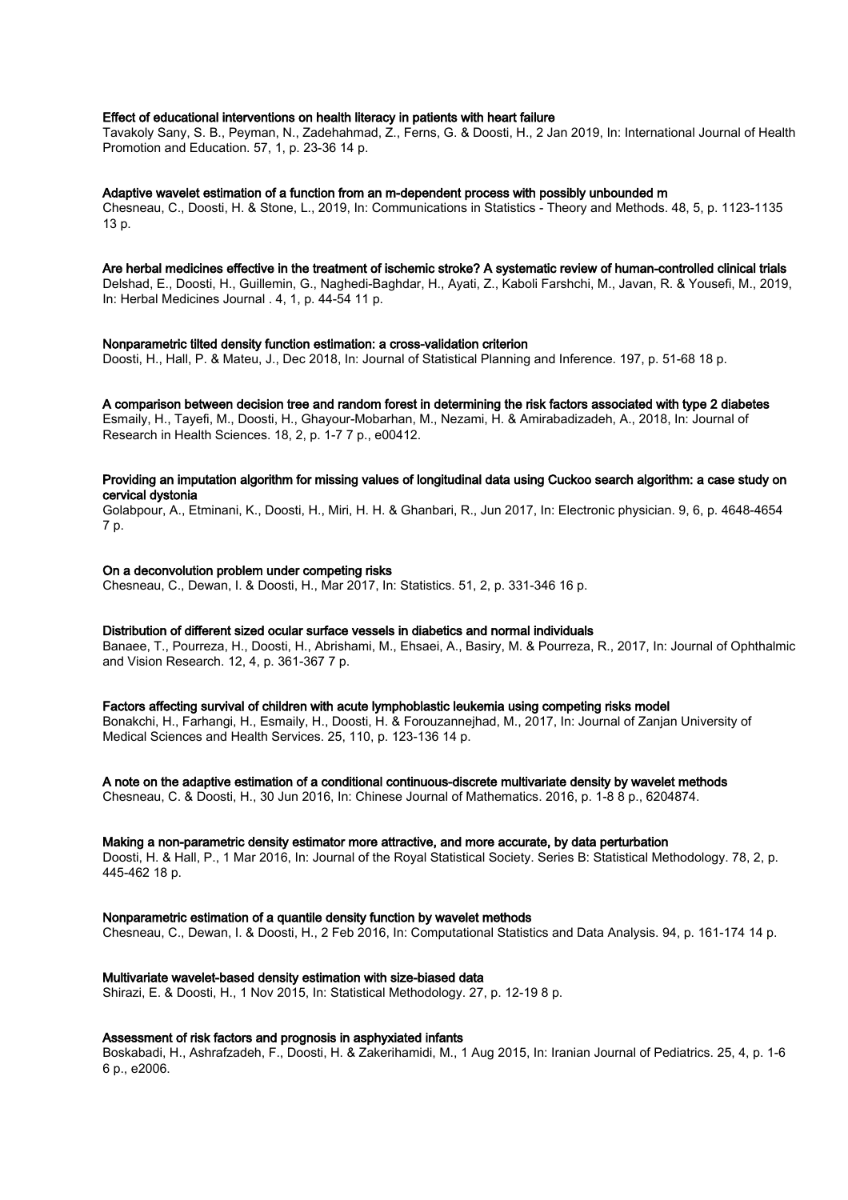**Effect of educational interventions on health literacy in patients with heart failure**
Tavakoly Sany, S. B., Peyman, N., Zadehahmad, Z., Ferns, G. & Doosti, H., 2 Jan 2019, In: International Journal of Health Promotion and Education. 57, 1, p. 23-36 14 p.

**Adaptive wavelet estimation of a function from an m-dependent process with possibly unbounded m**
Chesneau, C., Doosti, H. & Stone, L., 2019, In: Communications in Statistics - Theory and Methods. 48, 5, p. 1123-1135 13 p.

**Are herbal medicines effective in the treatment of ischemic stroke? A systematic review of human-controlled clinical trials**
Delshad, E., Doosti, H., Guillemin, G., Naghedi-Baghdar, H., Ayati, Z., Kaboli Farshchi, M., Javan, R. & Yousefi, M., 2019, In: Herbal Medicines Journal . 4, 1, p. 44-54 11 p.

**Nonparametric tilted density function estimation: a cross-validation criterion**
Doosti, H., Hall, P. & Mateu, J., Dec 2018, In: Journal of Statistical Planning and Inference. 197, p. 51-68 18 p.

**A comparison between decision tree and random forest in determining the risk factors associated with type 2 diabetes**
Esmaily, H., Tayefi, M., Doosti, H., Ghayour-Mobarhan, M., Nezami, H. & Amirabadizadeh, A., 2018, In: Journal of Research in Health Sciences. 18, 2, p. 1-7 7 p., e00412.

**Providing an imputation algorithm for missing values of longitudinal data using Cuckoo search algorithm: a case study on cervical dystonia**
Golabpour, A., Etminani, K., Doosti, H., Miri, H. H. & Ghanbari, R., Jun 2017, In: Electronic physician. 9, 6, p. 4648-4654 7 p.

**On a deconvolution problem under competing risks**
Chesneau, C., Dewan, I. & Doosti, H., Mar 2017, In: Statistics. 51, 2, p. 331-346 16 p.

**Distribution of different sized ocular surface vessels in diabetics and normal individuals**
Banaee, T., Pourreza, H., Doosti, H., Abrishami, M., Ehsaei, A., Basiry, M. & Pourreza, R., 2017, In: Journal of Ophthalmic and Vision Research. 12, 4, p. 361-367 7 p.

**Factors affecting survival of children with acute lymphoblastic leukemia using competing risks model**
Bonakchi, H., Farhangi, H., Esmaily, H., Doosti, H. & Forouzannejhad, M., 2017, In: Journal of Zanjan University of Medical Sciences and Health Services. 25, 110, p. 123-136 14 p.

**A note on the adaptive estimation of a conditional continuous-discrete multivariate density by wavelet methods**
Chesneau, C. & Doosti, H., 30 Jun 2016, In: Chinese Journal of Mathematics. 2016, p. 1-8 8 p., 6204874.

**Making a non-parametric density estimator more attractive, and more accurate, by data perturbation**
Doosti, H. & Hall, P., 1 Mar 2016, In: Journal of the Royal Statistical Society. Series B: Statistical Methodology. 78, 2, p. 445-462 18 p.

**Nonparametric estimation of a quantile density function by wavelet methods**
Chesneau, C., Dewan, I. & Doosti, H., 2 Feb 2016, In: Computational Statistics and Data Analysis. 94, p. 161-174 14 p.

**Multivariate wavelet-based density estimation with size-biased data**
Shirazi, E. & Doosti, H., 1 Nov 2015, In: Statistical Methodology. 27, p. 12-19 8 p.

**Assessment of risk factors and prognosis in asphyxiated infants**
Boskabadi, H., Ashrafzadeh, F., Doosti, H. & Zakerihamidi, M., 1 Aug 2015, In: Iranian Journal of Pediatrics. 25, 4, p. 1-6 6 p., e2006.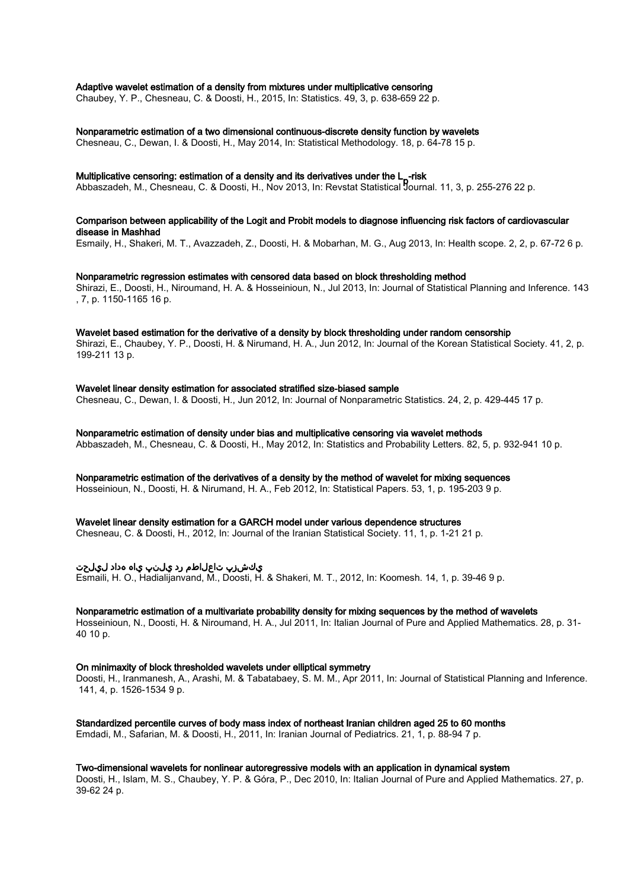**Adaptive wavelet estimation of a density from mixtures under multiplicative censoring**
Chaubey, Y. P., Chesneau, C. & Doosti, H., 2015, In: Statistics. 49, 3, p. 638-659 22 p.

**Nonparametric estimation of a two dimensional continuous-discrete density function by wavelets**
Chesneau, C., Dewan, I. & Doosti, H., May 2014, In: Statistical Methodology. 18, p. 64-78 15 p.

**Multiplicative censoring: estimation of a density and its derivatives under the $L_p$-risk**
Abbaszadeh, M., Chesneau, C. & Doosti, H., Nov 2013, In: Revstat Statistical Journal. 11, 3, p. 255-276 22 p.

**Comparison between applicability of the Logit and Probit models to diagnose influencing risk factors of cardiovascular disease in Mashhad**
Esmaily, H., Shakeri, M. T., Avazzadeh, Z., Doosti, H. & Mobarhan, M. G., Aug 2013, In: Health scope. 2, 2, p. 67-72 6 p.

**Nonparametric regression estimates with censored data based on block thresholding method**
Shirazi, E., Doosti, H., Niroumand, H. A. & Hosseinioun, N., Jul 2013, In: Journal of Statistical Planning and Inference. 143 , 7, p. 1150-1165 16 p.

**Wavelet based estimation for the derivative of a density by block thresholding under random censorship**
Shirazi, E., Chaubey, Y. P., Doosti, H. & Nirumand, H. A., Jun 2012, In: Journal of the Korean Statistical Society. 41, 2, p. 199-211 13 p.

**Wavelet linear density estimation for associated stratified size-biased sample**
Chesneau, C., Dewan, I. & Doosti, H., Jun 2012, In: Journal of Nonparametric Statistics. 24, 2, p. 429-445 17 p.

**Nonparametric estimation of density under bias and multiplicative censoring via wavelet methods**
Abbaszadeh, M., Chesneau, C. & Doosti, H., May 2012, In: Statistics and Probability Letters. 82, 5, p. 932-941 10 p.

**Nonparametric estimation of the derivatives of a density by the method of wavelet for mixing sequences**
Hosseinioun, N., Doosti, H. & Nirumand, H. A., Feb 2012, In: Statistical Papers. 53, 1, p. 195-203 9 p.

**Wavelet linear density estimation for a GARCH model under various dependence structures**
Chesneau, C. & Doosti, H., 2012, In: Journal of the Iranian Statistical Society. 11, 1, p. 1-21 21 p.

**يكشزپ تاعلاطم رد يلنپ ياه هداد ليلحت**
Esmaili, H. O., Hadialijanvand, M., Doosti, H. & Shakeri, M. T., 2012, In: Koomesh. 14, 1, p. 39-46 9 p.

**Nonparametric estimation of a multivariate probability density for mixing sequences by the method of wavelets**
Hosseinioun, N., Doosti, H. & Niroumand, H. A., Jul 2011, In: Italian Journal of Pure and Applied Mathematics. 28, p. 31-40 10 p.

**On minimaxity of block thresholded wavelets under elliptical symmetry**
Doosti, H., Iranmanesh, A., Arashi, M. & Tabatabaey, S. M. M., Apr 2011, In: Journal of Statistical Planning and Inference. 141, 4, p. 1526-1534 9 p.

**Standardized percentile curves of body mass index of northeast Iranian children aged 25 to 60 months**
Emdadi, M., Safarian, M. & Doosti, H., 2011, In: Iranian Journal of Pediatrics. 21, 1, p. 88-94 7 p.

**Two-dimensional wavelets for nonlinear autoregressive models with an application in dynamical system**
Doosti, H., Islam, M. S., Chaubey, Y. P. & Góra, P., Dec 2010, In: Italian Journal of Pure and Applied Mathematics. 27, p. 39-62 24 p.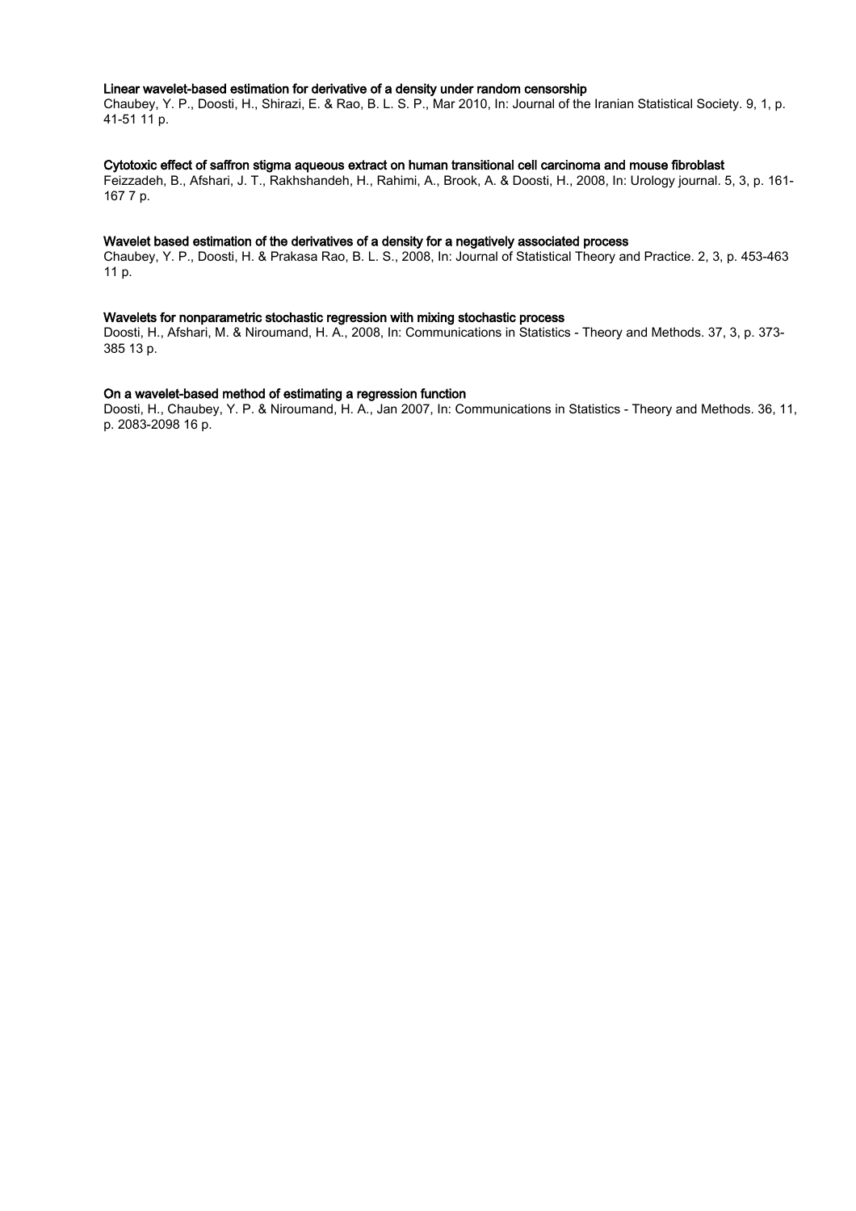**Linear wavelet-based estimation for derivative of a density under random censorship**

Chaubey, Y. P., Doosti, H., Shirazi, E. & Rao, B. L. S. P., Mar 2010, In: Journal of the Iranian Statistical Society. 9, 1, p. 41-51 11 p.

**Cytotoxic effect of saffron stigma aqueous extract on human transitional cell carcinoma and mouse fibroblast**

Feizzadeh, B., Afshari, J. T., Rakhshandeh, H., Rahimi, A., Brook, A. & Doosti, H., 2008, In: Urology journal. 5, 3, p. 161-167 7 p.

**Wavelet based estimation of the derivatives of a density for a negatively associated process**

Chaubey, Y. P., Doosti, H. & Prakasa Rao, B. L. S., 2008, In: Journal of Statistical Theory and Practice. 2, 3, p. 453-463 11 p.

**Wavelets for nonparametric stochastic regression with mixing stochastic process**

Doosti, H., Afshari, M. & Niroumand, H. A., 2008, In: Communications in Statistics - Theory and Methods. 37, 3, p. 373-385 13 p.

**On a wavelet-based method of estimating a regression function**

Doosti, H., Chaubey, Y. P. & Niroumand, H. A., Jan 2007, In: Communications in Statistics - Theory and Methods. 36, 11, p. 2083-2098 16 p.